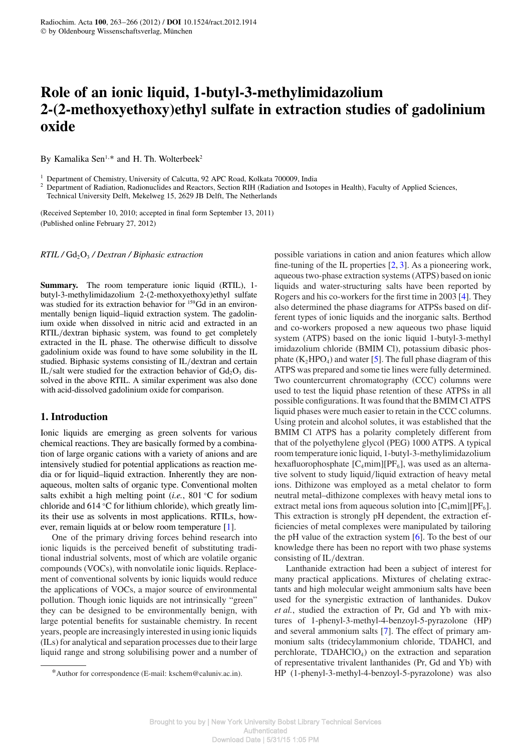# Role of an ionic liquid, 1-butyl-3-methylimidazolium 2-(2-methoxyethoxy)ethyl sulfate in extraction studies of gadolinium oxide

By Kamalika Sen[1,*] and H. Th. Wolterbeek[2]

[1] Department of Chemistry, University of Calcutta, 92 APC Road, Kolkata 700009, India
[2] Department of Radiation, Radionuclides and Reactors, Section RIH (Radiation and Isotopes in Health), Faculty of Applied Sciences, Technical University Delft, Mekelweg 15, 2629 JB Delft, The Netherlands

(Received September 10, 2010; accepted in final form September 13, 2011)
(Published online February 27, 2012)

*RTIL / $Gd_2O_3$ / Dextran / Biphasic extraction*

**Summary.** The room temperature ionic liquid (RTIL), 1-butyl-3-methylimidazolium 2-(2-methoxyethoxy)ethyl sulfate was studied for its extraction behavior for $^{159}$Gd in an environmentally benign liquid–liquid extraction system. The gadolinium oxide when dissolved in nitric acid and extracted in an RTIL/dextran biphasic system, was found to get completely extracted in the IL phase. The otherwise difficult to dissolve gadolinium oxide was found to have some solubility in the IL studied. Biphasic systems consisting of IL/dextran and certain IL/salt were studied for the extraction behavior of $Gd_2O_3$ dissolved in the above RTIL. A similar experiment was also done with acid-dissolved gadolinium oxide for comparison.

## 1. Introduction

Ionic liquids are emerging as green solvents for various chemical reactions. They are basically formed by a combination of large organic cations with a variety of anions and are intensively studied for potential applications as reaction media or for liquid–liquid extraction. Inherently they are non-aqueous, molten salts of organic type. Conventional molten salts exhibit a high melting point (*i.e.*, 801 °C for sodium chloride and 614 °C for lithium chloride), which greatly limits their use as solvents in most applications. RTILs, however, remain liquids at or below room temperature [1].

One of the primary driving forces behind research into ionic liquids is the perceived benefit of substituting traditional industrial solvents, most of which are volatile organic compounds (VOCs), with nonvolatile ionic liquids. Replacement of conventional solvents by ionic liquids would reduce the applications of VOCs, a major source of environmental pollution. Though ionic liquids are not intrinsically "green" they can be designed to be environmentally benign, with large potential benefits for sustainable chemistry. In recent years, people are increasingly interested in using ionic liquids (ILs) for analytical and separation processes due to their large liquid range and strong solubilising power and a number of possible variations in cation and anion features which allow fine-tuning of the IL properties [2, 3]. As a pioneering work, aqueous two-phase extraction systems (ATPS) based on ionic liquids and water-structuring salts have been reported by Rogers and his co-workers for the first time in 2003 [4]. They also determined the phase diagrams for ATPSs based on different types of ionic liquids and the inorganic salts. Berthod and co-workers proposed a new aqueous two phase liquid system (ATPS) based on the ionic liquid 1-butyl-3-methyl imidazolium chloride (BMIM Cl), potassium dibasic phosphate ($K_2HPO_4$) and water [5]. The full phase diagram of this ATPS was prepared and some tie lines were fully determined. Two countercurrent chromatography (CCC) columns were used to test the liquid phase retention of these ATPSs in all possible configurations. It was found that the BMIM Cl ATPS liquid phases were much easier to retain in the CCC columns. Using protein and alcohol solutes, it was established that the BMIM Cl ATPS has a polarity completely different from that of the polyethylene glycol (PEG) 1000 ATPS. A typical room temperature ionic liquid, 1-butyl-3-methylimidazolium hexafluorophosphate $[C_4mim][PF_6]$, was used as an alternative solvent to study liquid/liquid extraction of heavy metal ions. Dithizone was employed as a metal chelator to form neutral metal–dithizone complexes with heavy metal ions to extract metal ions from aqueous solution into $[C_4mim][PF_6]$. This extraction is strongly pH dependent, the extraction efficiencies of metal complexes were manipulated by tailoring the pH value of the extraction system [6]. To the best of our knowledge there has been no report with two phase systems consisting of IL/dextran.

Lanthanide extraction had been a subject of interest for many practical applications. Mixtures of chelating extractants and high molecular weight ammonium salts have been used for the synergistic extraction of lanthanides. Dukov *et al.*, studied the extraction of Pr, Gd and Yb with mixtures of 1-phenyl-3-methyl-4-benzoyl-5-pyrazolone (HP) and several ammonium salts [7]. The effect of primary ammonium salts (tridecylammonium chloride, TDAHCl, and perchlorate, $TDAHClO_4$) on the extraction and separation of representative trivalent lanthanides (Pr, Gd and Yb) with HP (1-phenyl-3-methyl-4-benzoyl-5-pyrazolone) was also

*Author for correspondence (E-mail: kschem@caluniv.ac.in).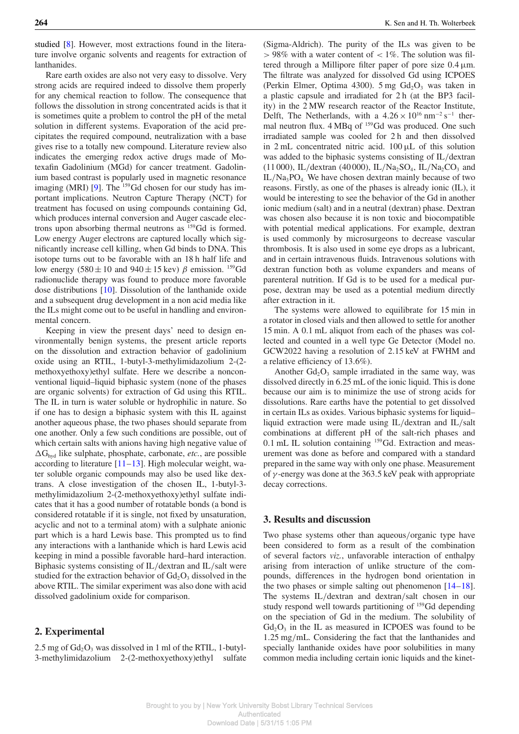studied [8]. However, most extractions found in the literature involve organic solvents and reagents for extraction of lanthanides.

Rare earth oxides are also not very easy to dissolve. Very strong acids are required indeed to dissolve them properly for any chemical reaction to follow. The consequence that follows the dissolution in strong concentrated acids is that it is sometimes quite a problem to control the pH of the metal solution in different systems. Evaporation of the acid precipitates the required compound, neutralization with a base gives rise to a totally new compound. Literature review also indicates the emerging redox active drugs made of Motexafin Gadolinium (MGd) for cancer treatment. Gadolinium based contrast is popularly used in magnetic resonance imaging (MRI) [9]. The $^{159}$Gd chosen for our study has important implications. Neutron Capture Therapy (NCT) for treatment has focused on using compounds containing Gd, which produces internal conversion and Auger cascade electrons upon absorbing thermal neutrons as $^{159}$Gd is formed. Low energy Auger electrons are captured locally which significantly increase cell killing, when Gd binds to DNA. This isotope turns out to be favorable with an 18 h half life and low energy ($580 \pm 10$ and $940 \pm 15$ kev) $\beta$ emission. $^{159}$Gd radionuclide therapy was found to produce more favorable dose distributions [10]. Dissolution of the lanthanide oxide and a subsequent drug development in a non acid media like the ILs might come out to be useful in handling and environmental concern.

Keeping in view the present days' need to design environmentally benign systems, the present article reports on the dissolution and extraction behavior of gadolinium oxide using an RTIL, 1-butyl-3-methylimidazolium 2-(2-methoxyethoxy)ethyl sulfate. Here we describe a nonconventional liquid–liquid biphasic system (none of the phases are organic solvents) for extraction of Gd using this RTIL. The IL in turn is water soluble or hydrophilic in nature. So if one has to design a biphasic system with this IL against another aqueous phase, the two phases should separate from one another. Only a few such conditions are possible, out of which certain salts with anions having high negative value of $\Delta G_{hyd}$ like sulphate, phosphate, carbonate, *etc.*, are possible according to literature [11–13]. High molecular weight, water soluble organic compounds may also be used like dextrans. A close investigation of the chosen IL, 1-butyl-3-methylimidazolium 2-(2-methoxyethoxy)ethyl sulfate indicates that it has a good number of rotatable bonds (a bond is considered rotatable if it is single, not fixed by unsaturation, acyclic and not to a terminal atom) with a sulphate anionic part which is a hard Lewis base. This prompted us to find any interactions with a lanthanide which is hard Lewis acid keeping in mind a possible favorable hard–hard interaction. Biphasic systems consisting of IL/dextran and IL/salt were studied for the extraction behavior of $Gd_2O_3$ dissolved in the above RTIL. The similar experiment was also done with acid dissolved gadolinium oxide for comparison.

## 2. Experimental

2.5 mg of $Gd_2O_3$ was dissolved in 1 ml of the RTIL, 1-butyl-3-methylimidazolium 2-(2-methoxyethoxy)ethyl sulfate (Sigma-Aldrich). The purity of the ILs was given to be $> 98\%$ with a water content of $< 1\%$. The solution was filtered through a Millipore filter paper of pore size 0.4 µm. The filtrate was analyzed for dissolved Gd using ICPOES (Perkin Elmer, Optima 4300). 5 mg $Gd_2O_3$ was taken in a plastic capsule and irradiated for 2 h (at the BP3 facility) in the 2 MW research reactor of the Reactor Institute, Delft, The Netherlands, with a $4.26 \times 10^{16}$ nm$^{-2}$ s$^{-1}$ thermal neutron flux. 4 MBq of $^{159}$Gd was produced. One such irradiated sample was cooled for 2 h and then dissolved in 2 mL concentrated nitric acid. 100 µL of this solution was added to the biphasic systems consisting of IL/dextran (11 000), IL/dextran (40 000), IL/$Na_2SO_4$, IL/$Na_2CO_3$ and IL/$Na_3PO_4$. We have chosen dextran mainly because of two reasons. Firstly, as one of the phases is already ionic (IL), it would be interesting to see the behavior of the Gd in another ionic medium (salt) and in a neutral (dextran) phase. Dextran was chosen also because it is non toxic and biocompatible with potential medical applications. For example, dextran is used commonly by microsurgeons to decrease vascular thrombosis. It is also used in some eye drops as a lubricant, and in certain intravenous fluids. Intravenous solutions with dextran function both as volume expanders and means of parenteral nutrition. If Gd is to be used for a medical purpose, dextran may be used as a potential medium directly after extraction in it.

The systems were allowed to equilibrate for 15 min in a rotator in closed vials and then allowed to settle for another 15 min. A 0.1 mL aliquot from each of the phases was collected and counted in a well type Ge Detector (Model no. GCW2022 having a resolution of 2.15 keV at FWHM and a relative efficiency of 13.6%).

Another $Gd_2O_3$ sample irradiated in the same way, was dissolved directly in 6.25 mL of the ionic liquid. This is done because our aim is to minimize the use of strong acids for dissolutions. Rare earths have the potential to get dissolved in certain ILs as oxides. Various biphasic systems for liquid–liquid extraction were made using IL/dextran and IL/salt combinations at different pH of the salt-rich phases and 0.1 mL IL solution containing $^{159}$Gd. Extraction and measurement was done as before and compared with a standard prepared in the same way with only one phase. Measurement of $\gamma$-energy was done at the 363.5 keV peak with appropriate decay corrections.

## 3. Results and discussion

Two phase systems other than aqueous/organic type have been considered to form as a result of the combination of several factors *viz.*, unfavorable interaction of enthalpy arising from interaction of unlike structure of the compounds, differences in the hydrogen bond orientation in the two phases or simple salting out phenomenon [14–18]. The systems IL/dextran and dextran/salt chosen in our study respond well towards partitioning of $^{159}$Gd depending on the speciation of Gd in the medium. The solubility of $Gd_2O_3$ in the IL as measured in ICPOES was found to be 1.25 mg/mL. Considering the fact that the lanthanides and specially lanthanide oxides have poor solubilities in many common media including certain ionic liquids and the kinet-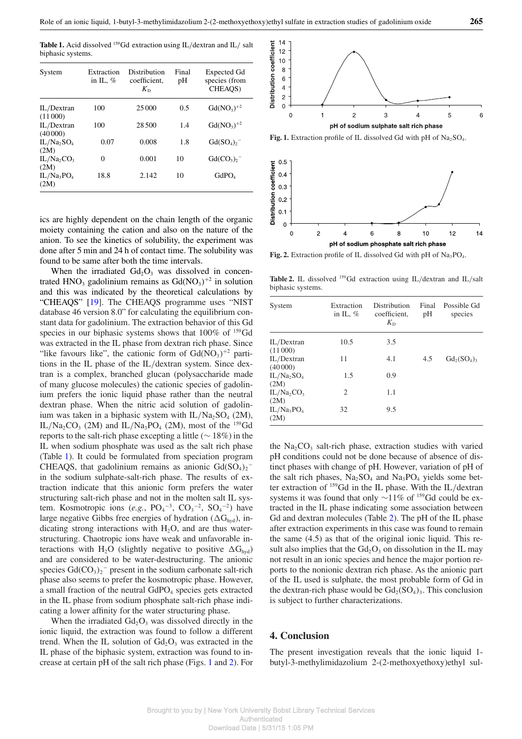**Table 1.** Acid dissolved $^{159}$Gd extraction using IL/dextran and IL/ salt biphasic systems.

| System | Extraction in IL, % | Distribution coefficient, $K_D$ | Final pH | Expected Gd species (from CHEAQS) |
|---|---|---|---|---|
| IL/Dextran (11 000) | 100 | 25 000 | 0.5 | $Gd(NO_3)^{+2}$ |
| IL/Dextran (40 000) | 100 | 28 500 | 1.4 | $Gd(NO_3)^{+2}$ |
| IL/$Na_2SO_4$ (2M) | 0.07 | 0.008 | 1.8 | $Gd(SO_4)_2^-$ |
| IL/$Na_2CO_3$ (2M) | 0 | 0.001 | 10 | $Gd(CO_3)_2^-$ |
| IL/$Na_3PO_4$ (2M) | 18.8 | 2.142 | 10 | $GdPO_4$ |

ics are highly dependent on the chain length of the organic moiety containing the cation and also on the nature of the anion. To see the kinetics of solubility, the experiment was done after 5 min and 24 h of contact time. The solubility was found to be same after both the time intervals.

When the irradiated $Gd_2O_3$ was dissolved in concentrated $HNO_3$ gadolinium remains as $Gd(NO_3)^{+2}$ in solution and this was indicated by the theoretical calculations by "CHEAQS" [19]. The CHEAQS programme uses "NIST database 46 version 8.0" for calculating the equilibrium constant data for gadolinium. The extraction behavior of this Gd species in our biphasic systems shows that 100% of $^{159}$Gd was extracted in the IL phase from dextran rich phase. Since "like favours like", the cationic form of $Gd(NO_3)^{+2}$ partitions in the IL phase of the IL/dextran system. Since dextran is a complex, branched glucan (polysaccharide made of many glucose molecules) the cationic species of gadolinium prefers the ionic liquid phase rather than the neutral dextran phase. When the nitric acid solution of gadolinium was taken in a biphasic system with IL/$Na_2SO_4$ (2M), IL/$Na_2CO_3$ (2M) and IL/$Na_3PO_4$ (2M), most of the $^{159}$Gd reports to the salt-rich phase excepting a little ($\sim$ 18%) in the IL when sodium phosphate was used as the salt rich phase (Table 1). It could be formulated from speciation program CHEAQS, that gadolinium remains as anionic $Gd(SO_4)_2^-$ in the sodium sulphate-salt-rich phase. The results of extraction indicate that this anionic form prefers the water structuring salt-rich phase and not in the molten salt IL system. Kosmotropic ions (*e.g.*, $PO_4^{-3}$, $CO_3^{-2}$, $SO_4^{-2}$) have large negative Gibbs free energies of hydration ($\Delta G_{hyd}$), indicating strong interactions with $H_2O$, and are thus water-structuring. Chaotropic ions have weak and unfavorable interactions with $H_2O$ (slightly negative to positive $\Delta G_{hyd}$) and are considered to be water-destructuring. The anionic species $Gd(CO_3)_2^-$ present in the sodium carbonate salt-rich phase also seems to prefer the kosmotropic phase. However, a small fraction of the neutral $GdPO_4$ species gets extracted in the IL phase from sodium phosphate salt-rich phase indicating a lower affinity for the water structuring phase.

When the irradiated $Gd_2O_3$ was dissolved directly in the ionic liquid, the extraction was found to follow a different trend. When the IL solution of $Gd_2O_3$ was extracted in the IL phase of the biphasic system, extraction was found to increase at certain pH of the salt rich phase (Figs. 1 and 2). For the $Na_2CO_3$ salt-rich phase, extraction studies with varied pH conditions could not be done because of absence of distinct phases with change of pH. However, variation of pH of the salt rich phases, $Na_2SO_4$ and $Na_3PO_4$ yields some better extraction of $^{159}$Gd in the IL phase. With the IL/dextran systems it was found that only $\sim$11% of $^{159}$Gd could be extracted in the IL phase indicating some association between Gd and dextran molecules (Table 2). The pH of the IL phase after extraction experiments in this case was found to remain the same (4.5) as that of the original ionic liquid. This result also implies that the $Gd_2O_3$ on dissolution in the IL may not result in an ionic species and hence the major portion reports to the nonionic dextran rich phase. As the anionic part of the IL used is sulphate, the most probable form of Gd in the dextran-rich phase would be $Gd_2(SO_4)_3$. This conclusion is subject to further characterizations.

**Fig. 1.** Extraction profile of IL dissolved Gd with pH of $Na_2SO_4$.

**Fig. 2.** Extraction profile of IL dissolved Gd with pH of $Na_3PO_4$.

**Table 2.** IL dissolved $^{159}$Gd extraction using IL/dextran and IL/salt biphasic systems.

| System | Extraction in IL, % | Distribution coefficient, $K_D$ | Final pH | Possible Gd species |
|---|---|---|---|---|
| IL/Dextran (11 000) | 10.5 | 3.5 | | |
| IL/Dextran (40 000) | 11 | 4.1 | 4.5 | $Gd_2(SO_4)_3$ |
| IL/$Na_2SO_4$ (2M) | 1.5 | 0.9 | | |
| IL/$Na_2CO_3$ (2M) | 2 | 1.1 | | |
| IL/$Na_3PO_4$ (2M) | 32 | 9.5 | | |

## 4. Conclusion

The present investigation reveals that the ionic liquid 1-butyl-3-methylimidazolium 2-(2-methoxyethoxy)ethyl sul-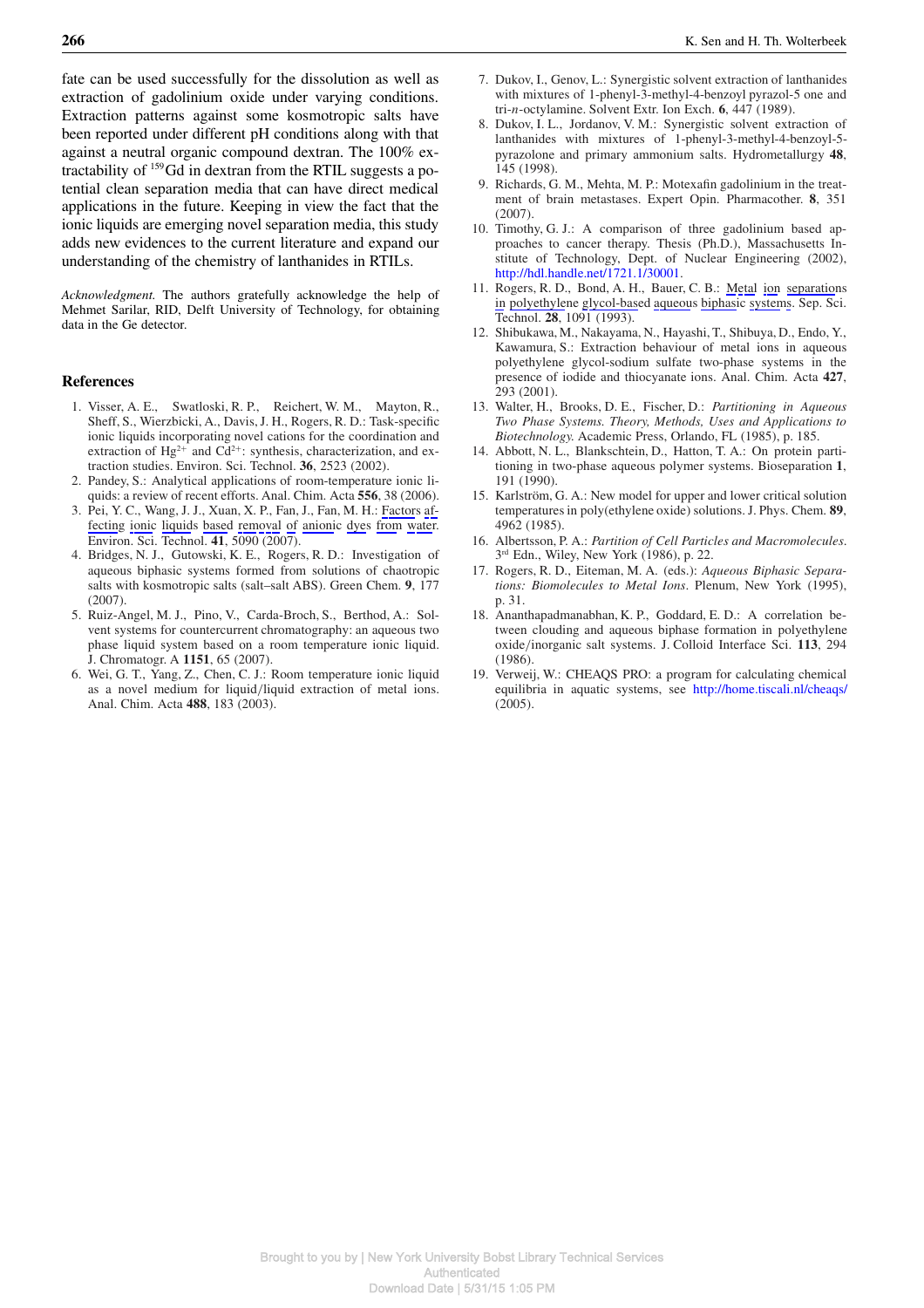fate can be used successfully for the dissolution as well as extraction of gadolinium oxide under varying conditions. Extraction patterns against some kosmotropic salts have been reported under different pH conditions along with that against a neutral organic compound dextran. The 100% extractability of $^{159}$Gd in dextran from the RTIL suggests a potential clean separation media that can have direct medical applications in the future. Keeping in view the fact that the ionic liquids are emerging novel separation media, this study adds new evidences to the current literature and expand our understanding of the chemistry of lanthanides in RTILs.

*Acknowledgment.* The authors gratefully acknowledge the help of Mehmet Sarilar, RID, Delft University of Technology, for obtaining data in the Ge detector.

## References

1. Visser, A. E., Swatloski, R. P., Reichert, W. M., Mayton, R., Sheff, S., Wierzbicki, A., Davis, J. H., Rogers, R. D.: Task-specific ionic liquids incorporating novel cations for the coordination and extraction of $Hg^{2+}$ and $Cd^{2+}$: synthesis, characterization, and extraction studies. Environ. Sci. Technol. **36**, 2523 (2002).
2. Pandey, S.: Analytical applications of room-temperature ionic liquids: a review of recent efforts. Anal. Chim. Acta **556**, 38 (2006).
3. Pei, Y. C., Wang, J. J., Xuan, X. P., Fan, J., Fan, M. H.: Factors affecting ionic liquids based removal of anionic dyes from water. Environ. Sci. Technol. **41**, 5090 (2007).
4. Bridges, N. J., Gutowski, K. E., Rogers, R. D.: Investigation of aqueous biphasic systems formed from solutions of chaotropic salts with kosmotropic salts (salt–salt ABS). Green Chem. **9**, 177 (2007).
5. Ruiz-Angel, M. J., Pino, V., Carda-Broch, S., Berthod, A.: Solvent systems for countercurrent chromatography: an aqueous two phase liquid system based on a room temperature ionic liquid. J. Chromatogr. A **1151**, 65 (2007).
6. Wei, G. T., Yang, Z., Chen, C. J.: Room temperature ionic liquid as a novel medium for liquid/liquid extraction of metal ions. Anal. Chim. Acta **488**, 183 (2003).
7. Dukov, I., Genov, L.: Synergistic solvent extraction of lanthanides with mixtures of 1-phenyl-3-methyl-4-benzoyl pyrazol-5 one and tri-*n*-octylamine. Solvent Extr. Ion Exch. **6**, 447 (1989).
8. Dukov, I. L., Jordanov, V. M.: Synergistic solvent extraction of lanthanides with mixtures of 1-phenyl-3-methyl-4-benzoyl-5-pyrazolone and primary ammonium salts. Hydrometallurgy **48**, 145 (1998).
9. Richards, G. M., Mehta, M. P.: Motexafin gadolinium in the treatment of brain metastases. Expert Opin. Pharmacother. **8**, 351 (2007).
10. Timothy, G. J.: A comparison of three gadolinium based approaches to cancer therapy. Thesis (Ph.D.), Massachusetts Institute of Technology, Dept. of Nuclear Engineering (2002), http://hdl.handle.net/1721.1/30001.
11. Rogers, R. D., Bond, A. H., Bauer, C. B.: Metal ion separations in polyethylene glycol-based aqueous biphasic systems. Sep. Sci. Technol. **28**, 1091 (1993).
12. Shibukawa, M., Nakayama, N., Hayashi, T., Shibuya, D., Endo, Y., Kawamura, S.: Extraction behaviour of metal ions in aqueous polyethylene glycol-sodium sulfate two-phase systems in the presence of iodide and thiocyanate ions. Anal. Chim. Acta **427**, 293 (2001).
13. Walter, H., Brooks, D. E., Fischer, D.: *Partitioning in Aqueous Two Phase Systems. Theory, Methods, Uses and Applications to Biotechnology.* Academic Press, Orlando, FL (1985), p. 185.
14. Abbott, N. L., Blankschtein, D., Hatton, T. A.: On protein partitioning in two-phase aqueous polymer systems. Bioseparation **1**, 191 (1990).
15. Karlström, G. A.: New model for upper and lower critical solution temperatures in poly(ethylene oxide) solutions. J. Phys. Chem. **89**, 4962 (1985).
16. Albertsson, P. A.: *Partition of Cell Particles and Macromolecules*. 3rd Edn., Wiley, New York (1986), p. 22.
17. Rogers, R. D., Eiteman, M. A. (eds.): *Aqueous Biphasic Separations: Biomolecules to Metal Ions*. Plenum, New York (1995), p. 31.
18. Ananthapadmanabhan, K. P., Goddard, E. D.: A correlation between clouding and aqueous biphase formation in polyethylene oxide/inorganic salt systems. J. Colloid Interface Sci. **113**, 294 (1986).
19. Verweij, W.: CHEAQS PRO: a program for calculating chemical equilibria in aquatic systems, see http://home.tiscali.nl/cheaqs/ (2005).